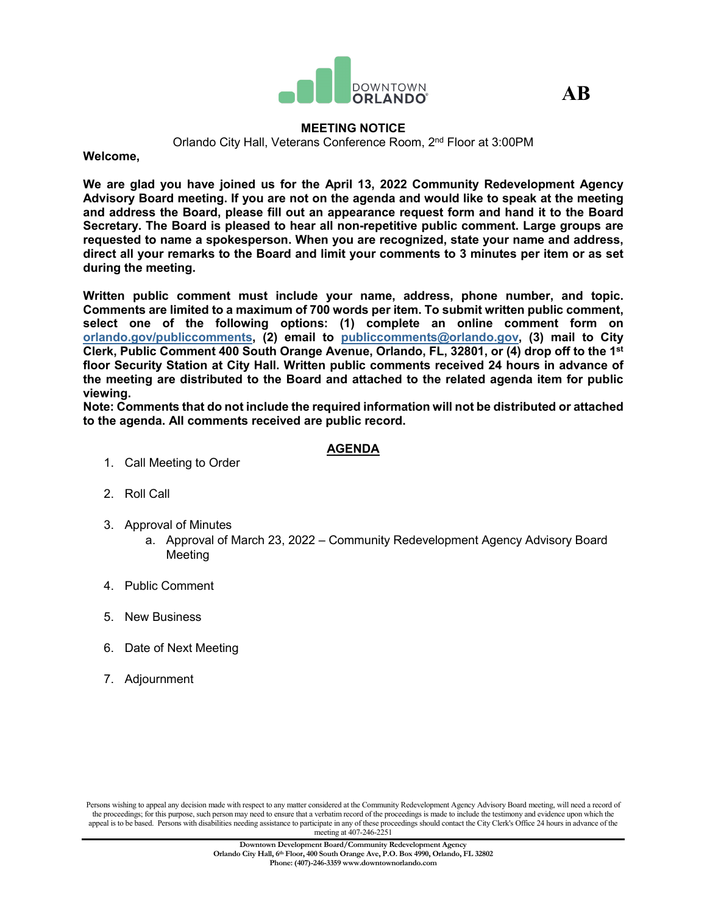DOWNTOWN ORLANDO

**AB**

## MEETING NOTICE

Orlando City Hall, Veterans Conference Room, 2nd Floor at 3:00PM

**Welcome,**

**We are glad you have joined us for the April 13, 2022 Community Redevelopment Agency Advisory Board meeting. If you are not on the agenda and would like to speak at the meeting and address the Board, please fill out an appearance request form and hand it to the Board Secretary. The Board is pleased to hear all non-repetitive public comment. Large groups are requested to name a spokesperson. When you are recognized, state your name and address, direct all your remarks to the Board and limit your comments to 3 minutes per item or as set during the meeting.**

**Written public comment must include your name, address, phone number, and topic. Comments are limited to a maximum of 700 words per item. To submit written public comment, select one of the following options: (1) complete an online comment form on [orlando.gov/publiccomments](orlando.gov/publiccomments), (2) email to [publiccomments@orlando.gov](mailto:publiccomments@orlando.gov), (3) mail to City Clerk, Public Comment 400 South Orange Avenue, Orlando, FL, 32801, or (4) drop off to the 1st floor Security Station at City Hall. Written public comments received 24 hours in advance of the meeting are distributed to the Board and attached to the related agenda item for public viewing.**

**Note: Comments that do not include the required information will not be distributed or attached to the agenda. All comments received are public record.**

## AGENDA

1. Call Meeting to Order
2. Roll Call
3. Approval of Minutes
   a. Approval of March 23, 2022 – Community Redevelopment Agency Advisory Board Meeting
4. Public Comment
5. New Business
6. Date of Next Meeting
7. Adjournment

Persons wishing to appeal any decision made with respect to any matter considered at the Community Redevelopment Agency Advisory Board meeting, will need a record of the proceedings; for this purpose, such person may need to ensure that a verbatim record of the proceedings is made to include the testimony and evidence upon which the appeal is to be based. Persons with disabilities needing assistance to participate in any of these proceedings should contact the City Clerk's Office 24 hours in advance of the meeting at 407-246-2251

**Downtown Development Board/Community Redevelopment Agency**
**Orlando City Hall, 6th Floor, 400 South Orange Ave, P.O. Box 4990, Orlando, FL 32802**
**Phone: (407)-246-3359 www.downtownorlando.com**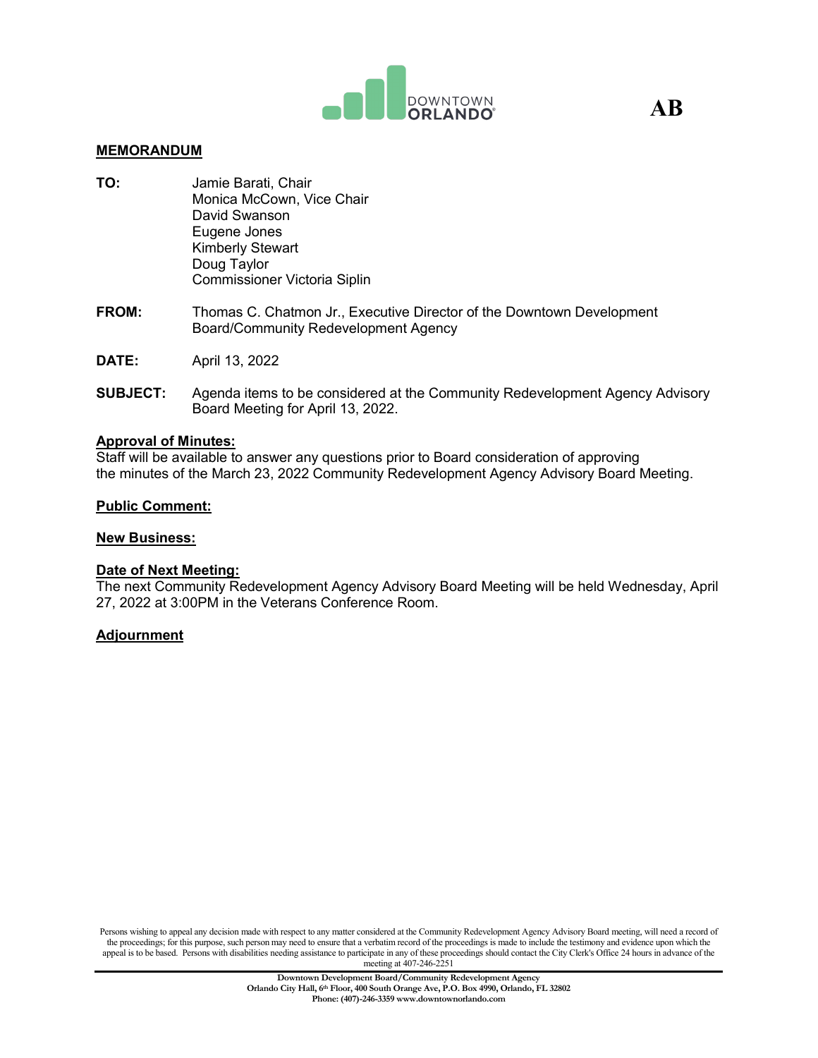DOWNTOWN ORLANDO

**AB**

**MEMORANDUM**

**TO:** Jamie Barati, Chair
Monica McCown, Vice Chair
David Swanson
Eugene Jones
Kimberly Stewart
Doug Taylor
Commissioner Victoria Siplin

**FROM:** Thomas C. Chatmon Jr., Executive Director of the Downtown Development Board/Community Redevelopment Agency

**DATE:** April 13, 2022

**SUBJECT:** Agenda items to be considered at the Community Redevelopment Agency Advisory Board Meeting for April 13, 2022.

**Approval of Minutes:**
Staff will be available to answer any questions prior to Board consideration of approving the minutes of the March 23, 2022 Community Redevelopment Agency Advisory Board Meeting.

**Public Comment:**

**New Business:**

**Date of Next Meeting:**
The next Community Redevelopment Agency Advisory Board Meeting will be held Wednesday, April 27, 2022 at 3:00PM in the Veterans Conference Room.

**Adjournment**

Persons wishing to appeal any decision made with respect to any matter considered at the Community Redevelopment Agency Advisory Board meeting, will need a record of the proceedings; for this purpose, such person may need to ensure that a verbatim record of the proceedings is made to include the testimony and evidence upon which the appeal is to be based. Persons with disabilities needing assistance to participate in any of these proceedings should contact the City Clerk's Office 24 hours in advance of the meeting at 407-246-2251

**Downtown Development Board/Community Redevelopment Agency**
**Orlando City Hall, 6th Floor, 400 South Orange Ave, P.O. Box 4990, Orlando, FL 32802**
**Phone: (407)-246-3359 www.downtownorlando.com**